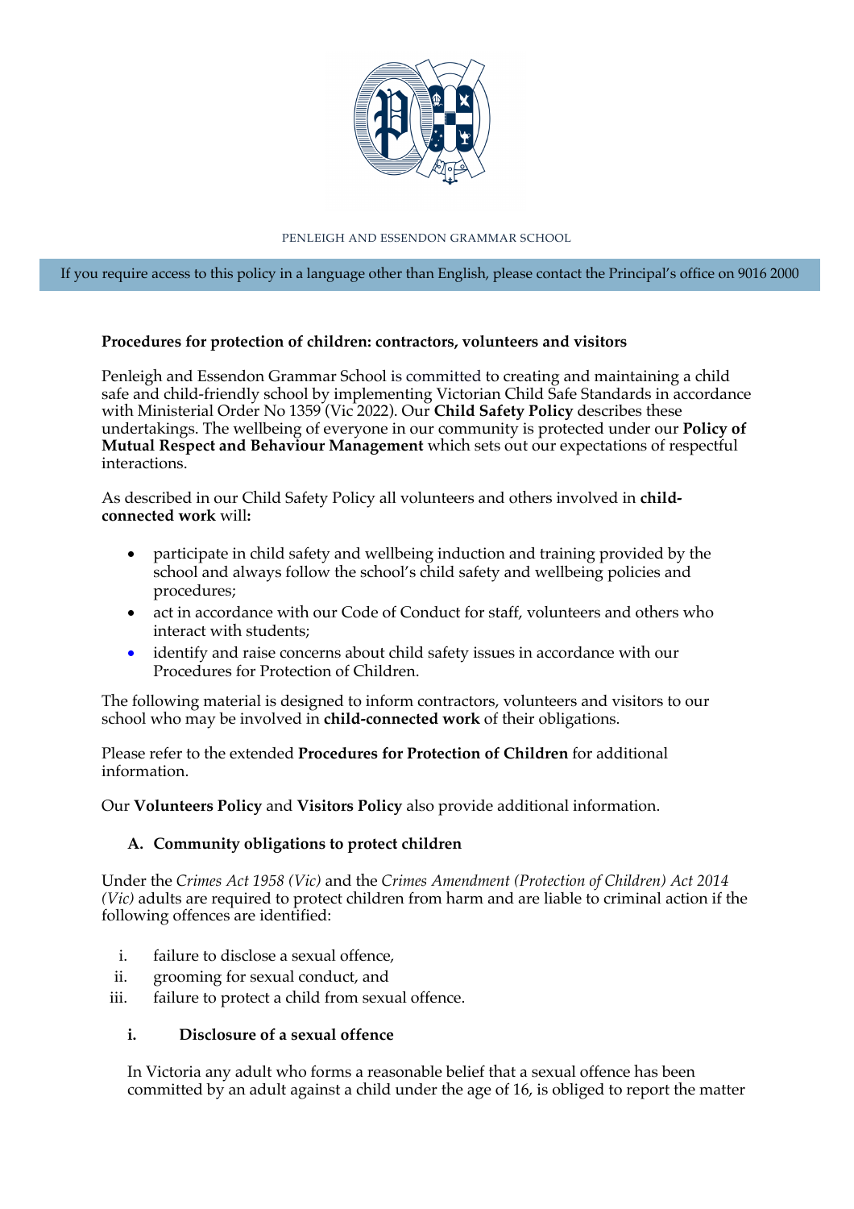PENLEIGH AND ESSENDON GRAMMAR SCHOOL

If you require access to this policy in a language other than English, please contact the Principal's office on 9016 2000

**Procedures for protection of children: contractors, volunteers and visitors**

Penleigh and Essendon Grammar School is committed to creating and maintaining a child safe and child-friendly school by implementing Victorian Child Safe Standards in accordance with Ministerial Order No 1359 (Vic 2022). Our **Child Safety Policy** describes these undertakings. The wellbeing of everyone in our community is protected under our **Policy of Mutual Respect and Behaviour Management** which sets out our expectations of respectful interactions.

As described in our Child Safety Policy all volunteers and others involved in **child-connected work** will**:**

- participate in child safety and wellbeing induction and training provided by the school and always follow the school's child safety and wellbeing policies and procedures;
- act in accordance with our Code of Conduct for staff, volunteers and others who interact with students;
- identify and raise concerns about child safety issues in accordance with our Procedures for Protection of Children.

The following material is designed to inform contractors, volunteers and visitors to our school who may be involved in **child-connected work** of their obligations.

Please refer to the extended **Procedures for Protection of Children** for additional information.

Our **Volunteers Policy** and **Visitors Policy** also provide additional information.

## A. Community obligations to protect children

Under the *Crimes Act 1958 (Vic)* and the *Crimes Amendment (Protection of Children) Act 2014 (Vic)* adults are required to protect children from harm and are liable to criminal action if the following offences are identified:

i. failure to disclose a sexual offence,
ii. grooming for sexual conduct, and
iii. failure to protect a child from sexual offence.

### i. Disclosure of a sexual offence

In Victoria any adult who forms a reasonable belief that a sexual offence has been committed by an adult against a child under the age of 16, is obliged to report the matter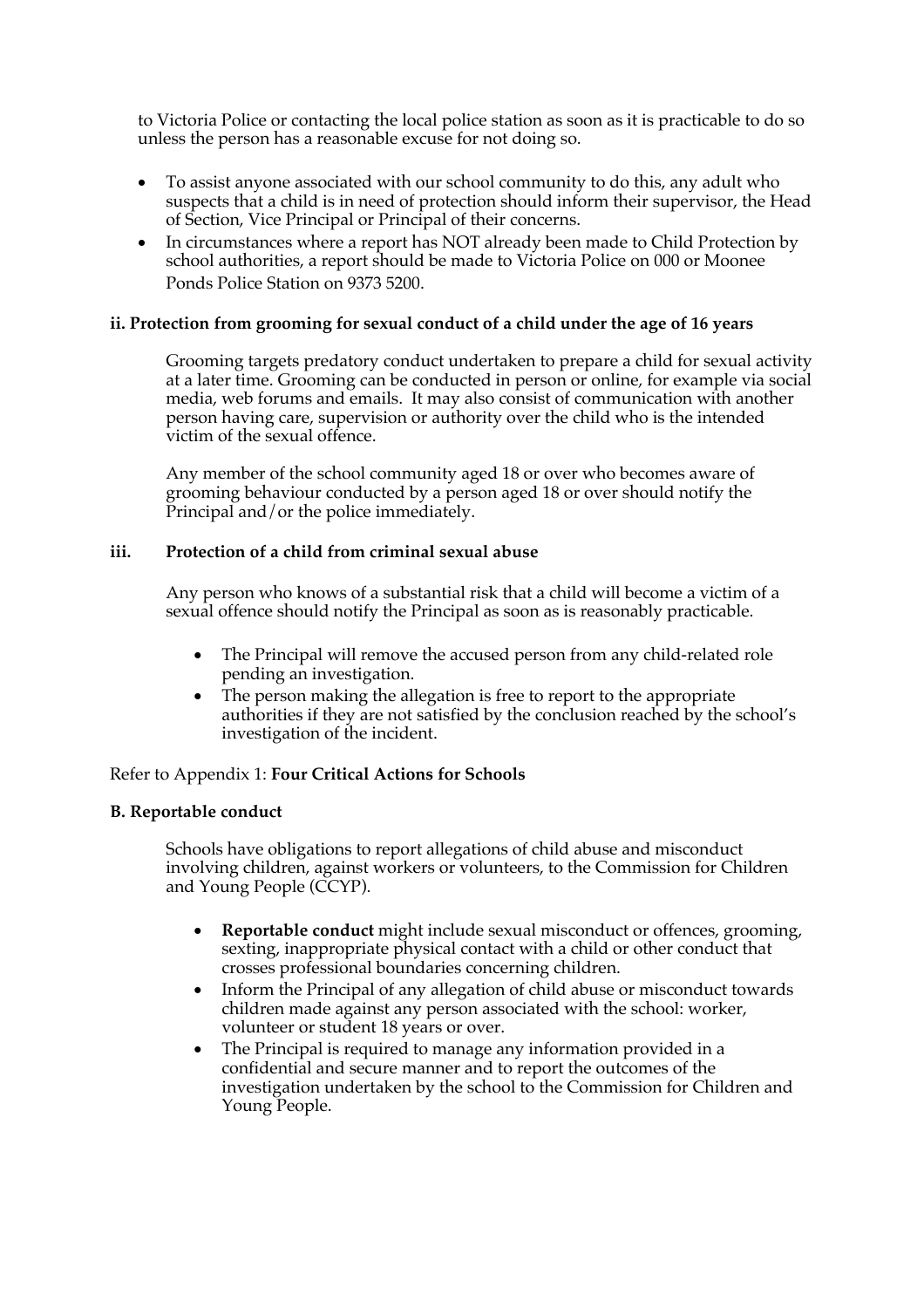to Victoria Police or contacting the local police station as soon as it is practicable to do so unless the person has a reasonable excuse for not doing so.

- To assist anyone associated with our school community to do this, any adult who suspects that a child is in need of protection should inform their supervisor, the Head of Section, Vice Principal or Principal of their concerns.
- In circumstances where a report has NOT already been made to Child Protection by school authorities, a report should be made to Victoria Police on 000 or Moonee Ponds Police Station on 9373 5200.

**ii. Protection from grooming for sexual conduct of a child under the age of 16 years**

Grooming targets predatory conduct undertaken to prepare a child for sexual activity at a later time. Grooming can be conducted in person or online, for example via social media, web forums and emails. It may also consist of communication with another person having care, supervision or authority over the child who is the intended victim of the sexual offence.

Any member of the school community aged 18 or over who becomes aware of grooming behaviour conducted by a person aged 18 or over should notify the Principal and/or the police immediately.

**iii. Protection of a child from criminal sexual abuse**

Any person who knows of a substantial risk that a child will become a victim of a sexual offence should notify the Principal as soon as is reasonably practicable.

- The Principal will remove the accused person from any child-related role pending an investigation.
- The person making the allegation is free to report to the appropriate authorities if they are not satisfied by the conclusion reached by the school's investigation of the incident.

Refer to Appendix 1: **Four Critical Actions for Schools**

**B. Reportable conduct**

Schools have obligations to report allegations of child abuse and misconduct involving children, against workers or volunteers, to the Commission for Children and Young People (CCYP).

- **Reportable conduct** might include sexual misconduct or offences, grooming, sexting, inappropriate physical contact with a child or other conduct that crosses professional boundaries concerning children.
- Inform the Principal of any allegation of child abuse or misconduct towards children made against any person associated with the school: worker, volunteer or student 18 years or over.
- The Principal is required to manage any information provided in a confidential and secure manner and to report the outcomes of the investigation undertaken by the school to the Commission for Children and Young People.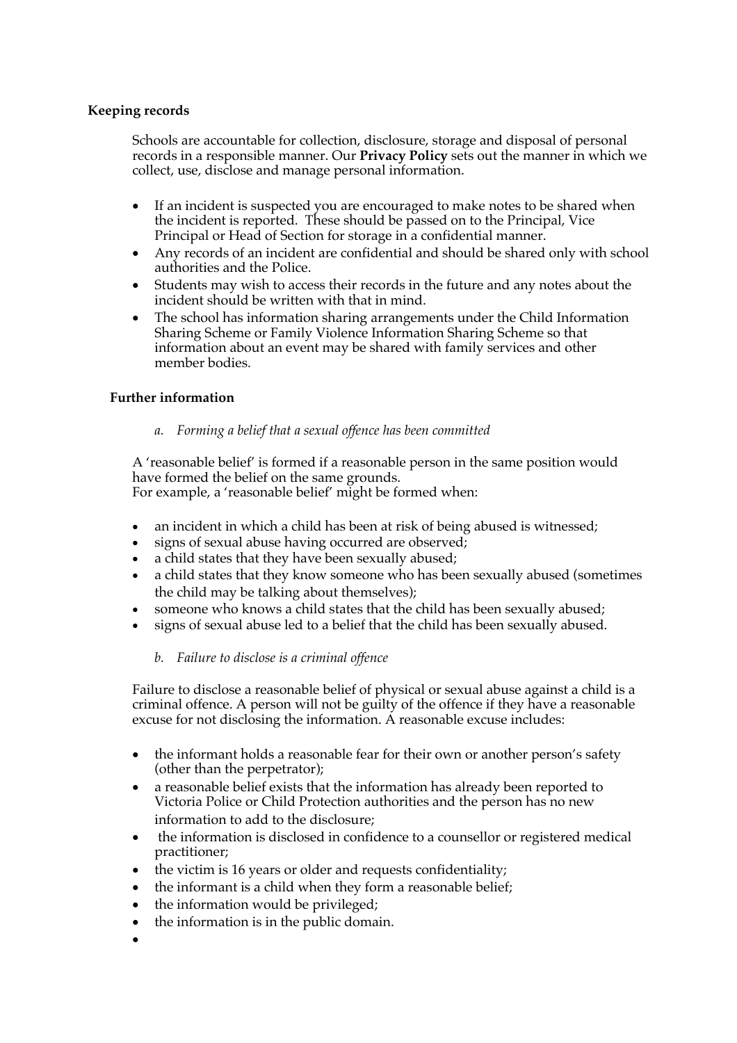**Keeping records**

Schools are accountable for collection, disclosure, storage and disposal of personal records in a responsible manner. Our **Privacy Policy** sets out the manner in which we collect, use, disclose and manage personal information.

- If an incident is suspected you are encouraged to make notes to be shared when the incident is reported. These should be passed on to the Principal, Vice Principal or Head of Section for storage in a confidential manner.
- Any records of an incident are confidential and should be shared only with school authorities and the Police.
- Students may wish to access their records in the future and any notes about the incident should be written with that in mind.
- The school has information sharing arrangements under the Child Information Sharing Scheme or Family Violence Information Sharing Scheme so that information about an event may be shared with family services and other member bodies.

**Further information**

*a. Forming a belief that a sexual offence has been committed*

A 'reasonable belief' is formed if a reasonable person in the same position would have formed the belief on the same grounds.
For example, a 'reasonable belief' might be formed when:

- an incident in which a child has been at risk of being abused is witnessed;
- signs of sexual abuse having occurred are observed;
- a child states that they have been sexually abused;
- a child states that they know someone who has been sexually abused (sometimes the child may be talking about themselves);
- someone who knows a child states that the child has been sexually abused;
- signs of sexual abuse led to a belief that the child has been sexually abused.

*b. Failure to disclose is a criminal offence*

Failure to disclose a reasonable belief of physical or sexual abuse against a child is a criminal offence. A person will not be guilty of the offence if they have a reasonable excuse for not disclosing the information. A reasonable excuse includes:

- the informant holds a reasonable fear for their own or another person's safety (other than the perpetrator);
- a reasonable belief exists that the information has already been reported to Victoria Police or Child Protection authorities and the person has no new information to add to the disclosure;
- the information is disclosed in confidence to a counsellor or registered medical practitioner;
- the victim is 16 years or older and requests confidentiality;
- the informant is a child when they form a reasonable belief;
- the information would be privileged;
- the information is in the public domain.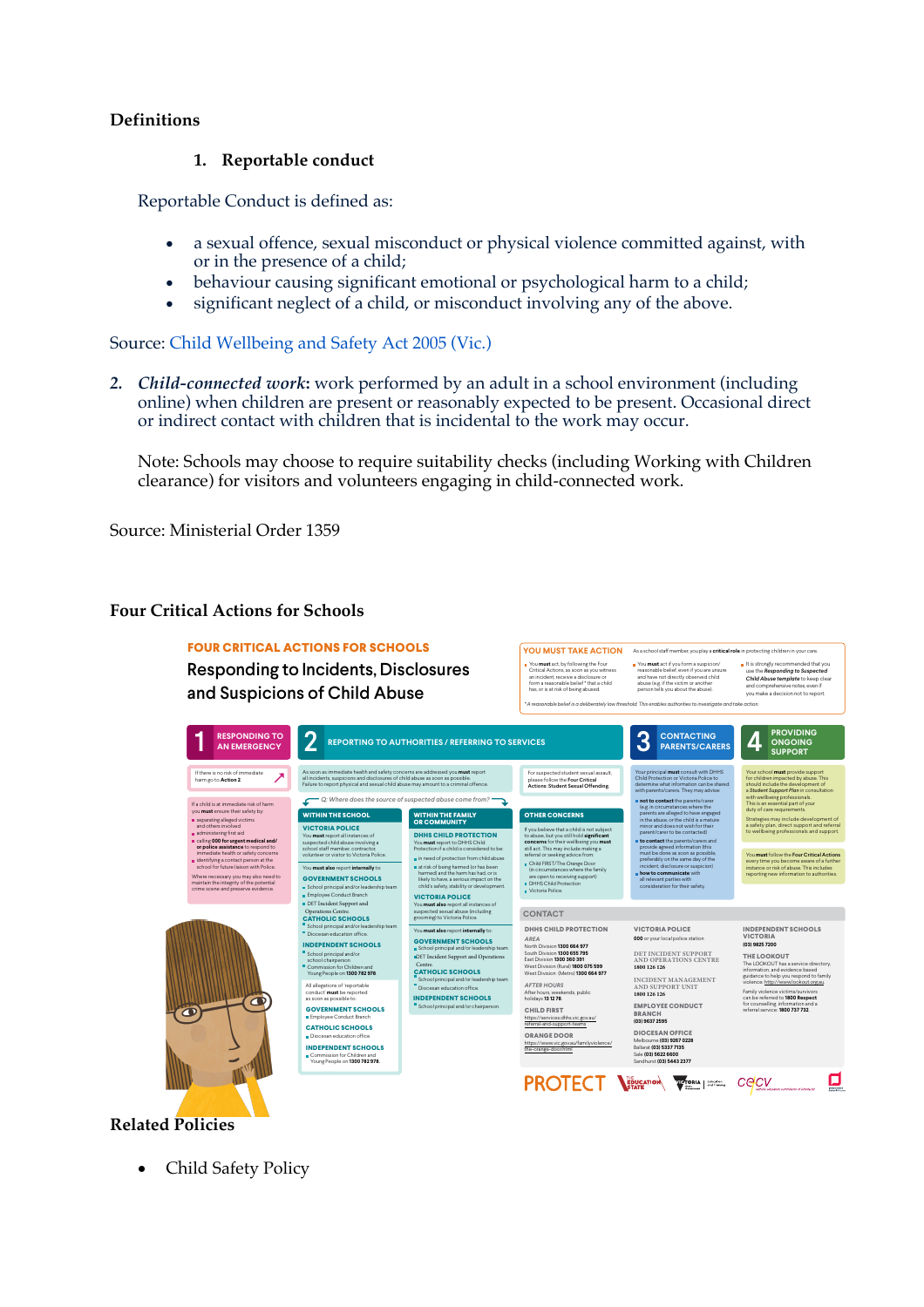## Definitions

### 1. Reportable conduct

Reportable Conduct is defined as:

- a sexual offence, sexual misconduct or physical violence committed against, with or in the presence of a child;
- behaviour causing significant emotional or psychological harm to a child;
- significant neglect of a child, or misconduct involving any of the above.

Source: Child Wellbeing and Safety Act 2005 (Vic.)

2. ***Child-connected work***: work performed by an adult in a school environment (including online) when children are present or reasonably expected to be present. Occasional direct or indirect contact with children that is incidental to the work may occur.

   Note: Schools may choose to require suitability checks (including Working with Children clearance) for visitors and volunteers engaging in child-connected work.

Source: Ministerial Order 1359

## Four Critical Actions for Schools

**FOUR CRITICAL ACTIONS FOR SCHOOLS**

**Responding to Incidents, Disclosures and Suspicions of Child Abuse**

**YOU MUST TAKE ACTION** As a school staff member you play a **critical role** in protecting children in your care.

- You **must** act, by following the Four Critical Actions, as soon as you witness an incident, receive a disclosure or form a reasonable belief* that a child has, or is at risk of being abused.
- You **must** act if you form a suspicion/reasonable belief, even if you are unsure and have not directly observed child abuse (e.g. if the victim or another person tells you about the abuse).
- It is strongly recommended that you use the ***Responding to Suspected Child Abuse template*** to keep clear and comprehensive notes, even if you make a decision not to report.

*A reasonable belief is a deliberately low threshold. This enables authorities to investigate and take action.

**1 RESPONDING TO AN EMERGENCY**

If there is no risk of immediate harm go to **Action 2**.

If a child is at immediate risk of harm you **must** ensure their safety by:

- separating alleged victims and others involved
- administering first aid
- calling **000 for urgent medical and/or police assistance** to respond to immediate health or safety concerns
- identifying a contact person at the school for future liaison with Police.

Where necessary you may also need to maintain the integrity of the potential crime scene and preserve evidence.

**2 REPORTING TO AUTHORITIES / REFERRING TO SERVICES**

As soon as immediate health and safety concerns are addressed you **must** report all incidents, suspicions and disclosures of child abuse as soon as possible. Failure to report physical and sexual child abuse may amount to a criminal offence.

For suspected student sexual assault, please follow the **Four Critical Actions: Student Sexual Offending**.

Q: Where does the source of suspected abuse come from?

**WITHIN THE SCHOOL**

**VICTORIA POLICE**
You **must** report all instances of suspected child abuse involving a school staff member, contractor, volunteer or visitor to Victoria Police.

You **must also** report **internally** to:

**GOVERNMENT SCHOOLS**
- School principal and/or leadership team
- Employee Conduct Branch
- DET Incident Support and Operations Centre

**CATHOLIC SCHOOLS**
- School principal and/or leadership team
- Diocesan education office

**INDEPENDENT SCHOOLS**
- School principal and/or school chairperson
- Commission for Children and Young People on **1300 782 978**.

All allegations of 'reportable conduct' **must** be reported as soon as possible to:

**GOVERNMENT SCHOOLS**
- Employee Conduct Branch

**CATHOLIC SCHOOLS**
- Diocesan education office

**INDEPENDENT SCHOOLS**
- Commission for Children and Young People on **1300 782 978**.

**WITHIN THE FAMILY OR COMMUNITY**

**DHHS CHILD PROTECTION**
You **must** report to DHHS Child Protection if a child is considered to be:
- in need of protection from child abuse
- at risk of being harmed (or has been harmed) and the harm has had, or is likely to have, a serious impact on the child's safety, stability or development.

**VICTORIA POLICE**
You **must also** report all instances of suspected sexual abuse (including grooming) to Victoria Police.

You **must also** report **internally** to:

**GOVERNMENT SCHOOLS**
- School principal and/or leadership team
- DET Incident Support and Operations Centre

**CATHOLIC SCHOOLS**
- School principal and/or leadership team
- Diocesan education office

**INDEPENDENT SCHOOLS**
- School principal and/or chairperson

**OTHER CONCERNS**

If you believe that a child is not subject to abuse, but you still hold **significant concerns** for their wellbeing you **must** still act. This may include making a referral or seeking advice from:
- Child FIRST/The Orange Door (in circumstances where the family are open to receiving support)
- DHHS Child Protection
- Victoria Police.

**3 CONTACTING PARENTS/CARERS**

Your principal **must** consult with DHHS Child Protection or Victoria Police to determine what information can be shared with parents/carers. They may advise:

- **not to contact** the parents/carer (e.g. in circumstances where the parents are alleged to have engaged in the abuse, or the child is a mature minor and does not wish for their parent/carer to be contacted)
- **to contact** the parents/carers and provide agreed information (this must be done as soon as possible, preferably on the same day of the incident, disclosure or suspicion)
- **how to communicate** with all relevant parties with consideration for their safety.

**4 PROVIDING ONGOING SUPPORT**

Your school **must** provide support for children impacted by abuse. This should include the development of a ***Student Support Plan*** in consultation with wellbeing professionals. This is an essential part of your duty of care requirements.

Strategies may include development of a safety plan, direct support and referral to wellbeing professionals and support.

You **must** follow the **Four Critical Actions** every time you become aware of a further instance or risk of abuse. This includes reporting new information to authorities.

**CONTACT**

**DHHS CHILD PROTECTION**
*AREA*
North Division **1300 664 977**
South Division **1300 655 795**
East Division **1300 360 391**
West Division (Rural) **1800 075 599**
West Division (Metro) **1300 664 977**

*AFTER HOURS*
After hours, weekends, public holidays **13 12 78**

**CHILD FIRST**
https://services.dhhs.vic.gov.au/referral-and-support-teams

**ORANGE DOOR**
https://www.vic.gov.au/familyviolence/the-orange-door.html

**VICTORIA POLICE**
**000** or your local police station

DET INCIDENT SUPPORT AND OPERATIONS CENTRE
1800 126 126

INCIDENT MANAGEMENT AND SUPPORT UNIT
1800 126 126

**EMPLOYEE CONDUCT BRANCH**
(03) 9637 2595

**DIOCESAN OFFICE**
Melbourne **(03) 9267 0228**
Ballarat **(03) 5337 7135**
Sale **(03) 5622 6600**
Sandhurst **(03) 5443 2377**

**INDEPENDENT SCHOOLS VICTORIA**
(03) 9825 7200

**THE LOOKOUT**
The LOOKOUT has a service directory, information, and evidence based guidance to help you respond to family violence. http://www.lookout.org.au

Family violence victims/survivors can be referred to **1800 Respect** for counselling information and a referral service: **1800 737 732**

PROTECT

## Related Policies

- Child Safety Policy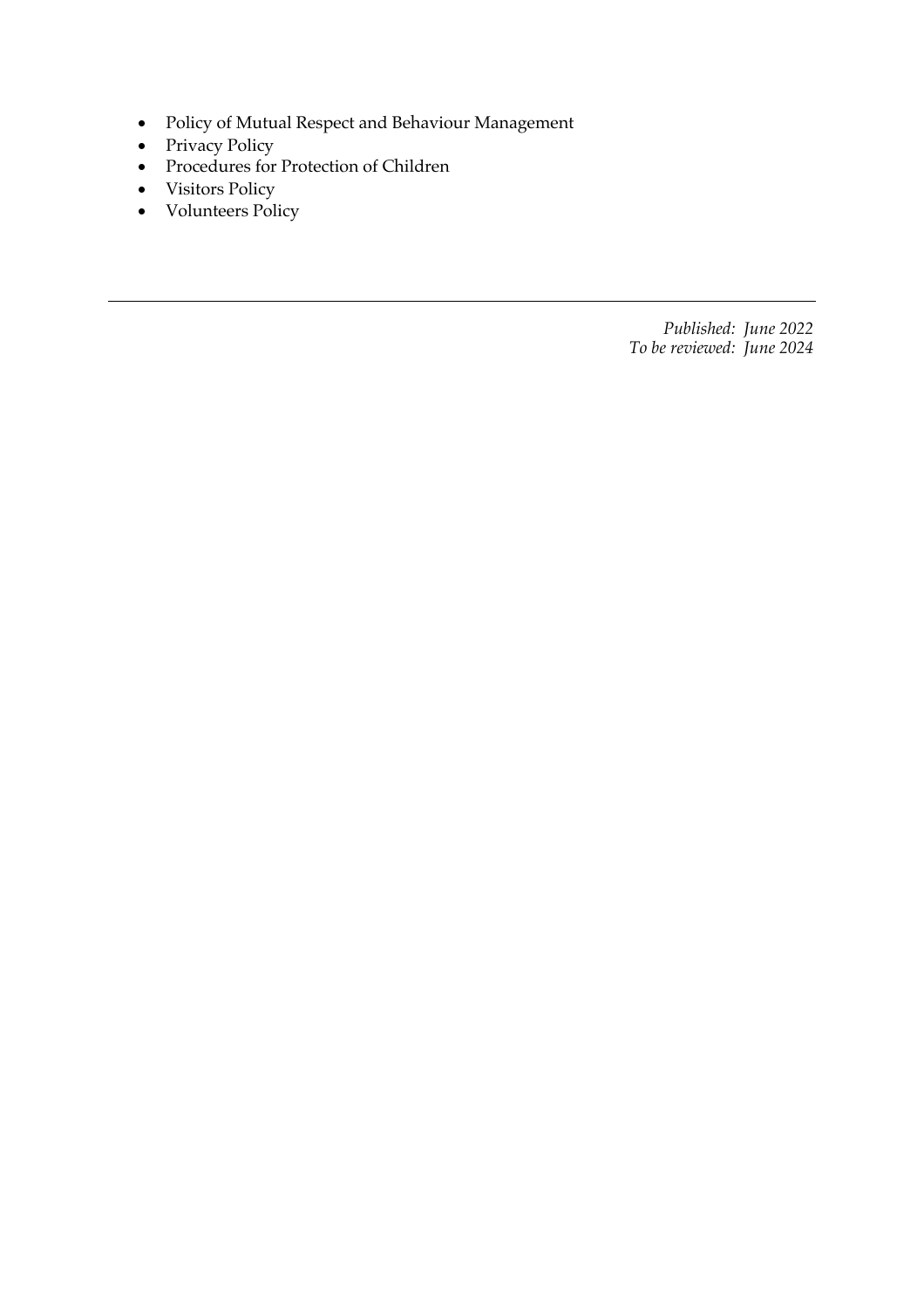- Policy of Mutual Respect and Behaviour Management
- Privacy Policy
- Procedures for Protection of Children
- Visitors Policy
- Volunteers Policy

---

*Published: June 2022*
*To be reviewed: June 2024*